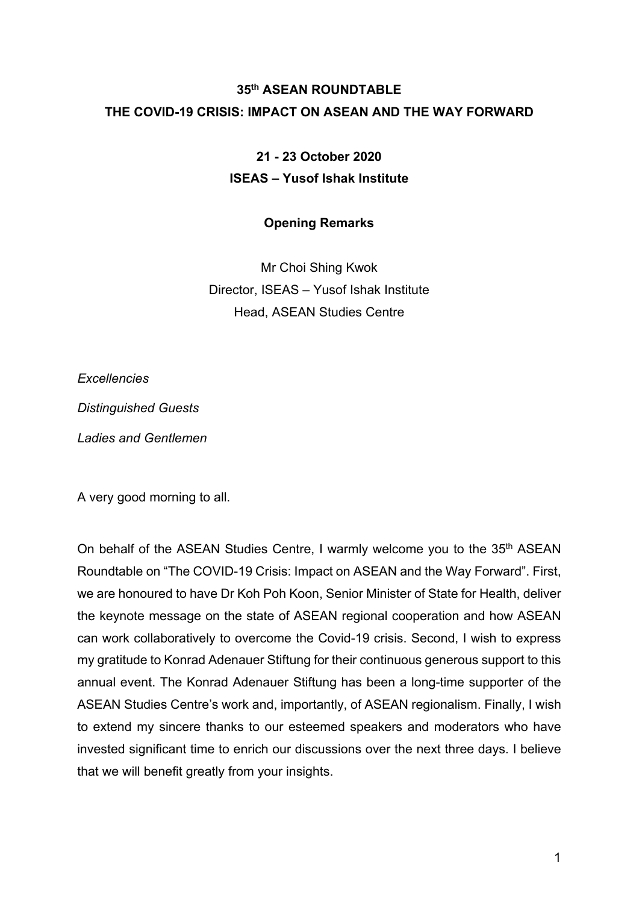**35th ASEAN ROUNDTABLE**

**THE COVID-19 CRISIS: IMPACT ON ASEAN AND THE WAY FORWARD**

**21 - 23 October 2020**

**ISEAS – Yusof Ishak Institute**

**Opening Remarks**

Mr Choi Shing Kwok
Director, ISEAS – Yusof Ishak Institute
Head, ASEAN Studies Centre

*Excellencies*

*Distinguished Guests*

*Ladies and Gentlemen*

A very good morning to all.

On behalf of the ASEAN Studies Centre, I warmly welcome you to the 35th ASEAN Roundtable on "The COVID-19 Crisis: Impact on ASEAN and the Way Forward". First, we are honoured to have Dr Koh Poh Koon, Senior Minister of State for Health, deliver the keynote message on the state of ASEAN regional cooperation and how ASEAN can work collaboratively to overcome the Covid-19 crisis. Second, I wish to express my gratitude to Konrad Adenauer Stiftung for their continuous generous support to this annual event. The Konrad Adenauer Stiftung has been a long-time supporter of the ASEAN Studies Centre's work and, importantly, of ASEAN regionalism. Finally, I wish to extend my sincere thanks to our esteemed speakers and moderators who have invested significant time to enrich our discussions over the next three days. I believe that we will benefit greatly from your insights.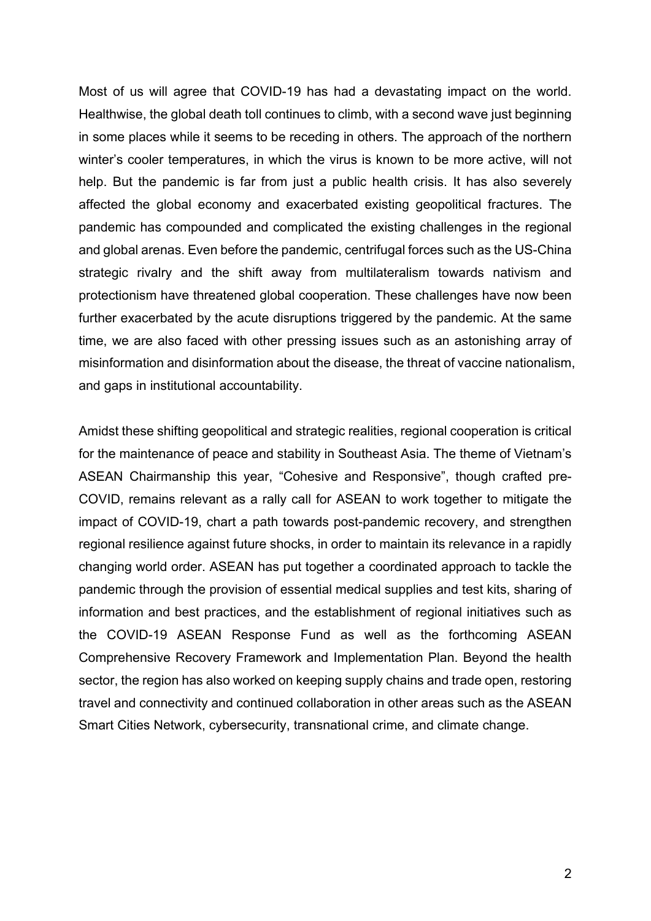Most of us will agree that COVID-19 has had a devastating impact on the world. Healthwise, the global death toll continues to climb, with a second wave just beginning in some places while it seems to be receding in others. The approach of the northern winter's cooler temperatures, in which the virus is known to be more active, will not help. But the pandemic is far from just a public health crisis. It has also severely affected the global economy and exacerbated existing geopolitical fractures. The pandemic has compounded and complicated the existing challenges in the regional and global arenas. Even before the pandemic, centrifugal forces such as the US-China strategic rivalry and the shift away from multilateralism towards nativism and protectionism have threatened global cooperation. These challenges have now been further exacerbated by the acute disruptions triggered by the pandemic. At the same time, we are also faced with other pressing issues such as an astonishing array of misinformation and disinformation about the disease, the threat of vaccine nationalism, and gaps in institutional accountability.

Amidst these shifting geopolitical and strategic realities, regional cooperation is critical for the maintenance of peace and stability in Southeast Asia. The theme of Vietnam's ASEAN Chairmanship this year, "Cohesive and Responsive", though crafted pre-COVID, remains relevant as a rally call for ASEAN to work together to mitigate the impact of COVID-19, chart a path towards post-pandemic recovery, and strengthen regional resilience against future shocks, in order to maintain its relevance in a rapidly changing world order. ASEAN has put together a coordinated approach to tackle the pandemic through the provision of essential medical supplies and test kits, sharing of information and best practices, and the establishment of regional initiatives such as the COVID-19 ASEAN Response Fund as well as the forthcoming ASEAN Comprehensive Recovery Framework and Implementation Plan. Beyond the health sector, the region has also worked on keeping supply chains and trade open, restoring travel and connectivity and continued collaboration in other areas such as the ASEAN Smart Cities Network, cybersecurity, transnational crime, and climate change.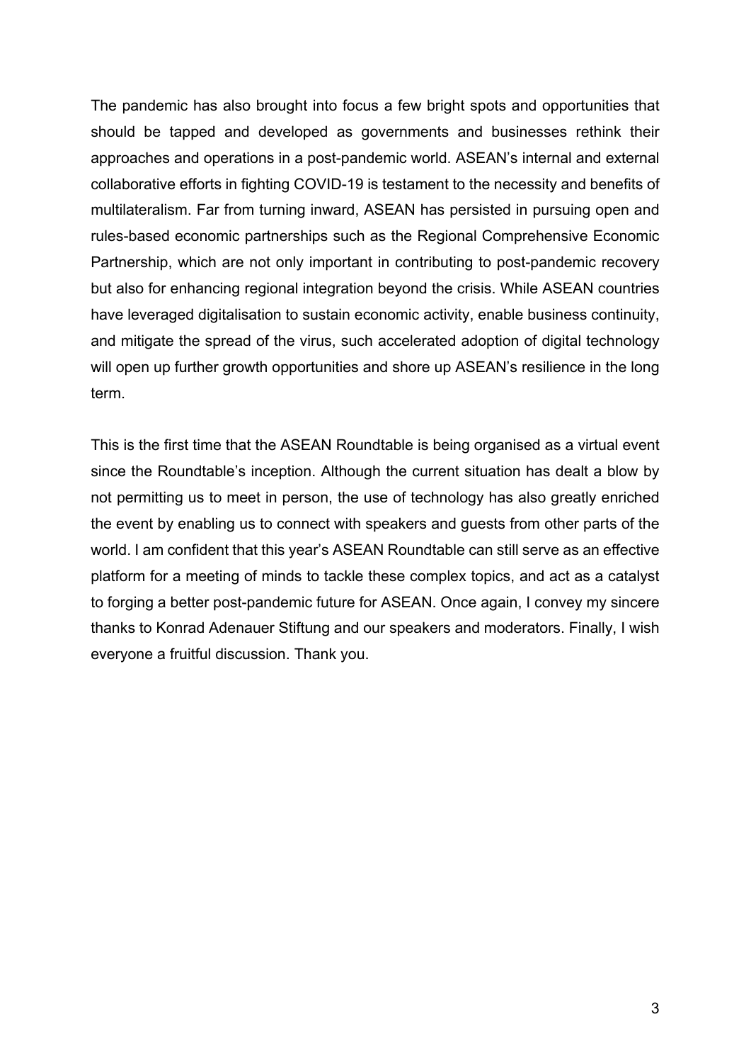The pandemic has also brought into focus a few bright spots and opportunities that should be tapped and developed as governments and businesses rethink their approaches and operations in a post-pandemic world. ASEAN's internal and external collaborative efforts in fighting COVID-19 is testament to the necessity and benefits of multilateralism. Far from turning inward, ASEAN has persisted in pursuing open and rules-based economic partnerships such as the Regional Comprehensive Economic Partnership, which are not only important in contributing to post-pandemic recovery but also for enhancing regional integration beyond the crisis. While ASEAN countries have leveraged digitalisation to sustain economic activity, enable business continuity, and mitigate the spread of the virus, such accelerated adoption of digital technology will open up further growth opportunities and shore up ASEAN's resilience in the long term.

This is the first time that the ASEAN Roundtable is being organised as a virtual event since the Roundtable's inception. Although the current situation has dealt a blow by not permitting us to meet in person, the use of technology has also greatly enriched the event by enabling us to connect with speakers and guests from other parts of the world. I am confident that this year's ASEAN Roundtable can still serve as an effective platform for a meeting of minds to tackle these complex topics, and act as a catalyst to forging a better post-pandemic future for ASEAN. Once again, I convey my sincere thanks to Konrad Adenauer Stiftung and our speakers and moderators. Finally, I wish everyone a fruitful discussion. Thank you.